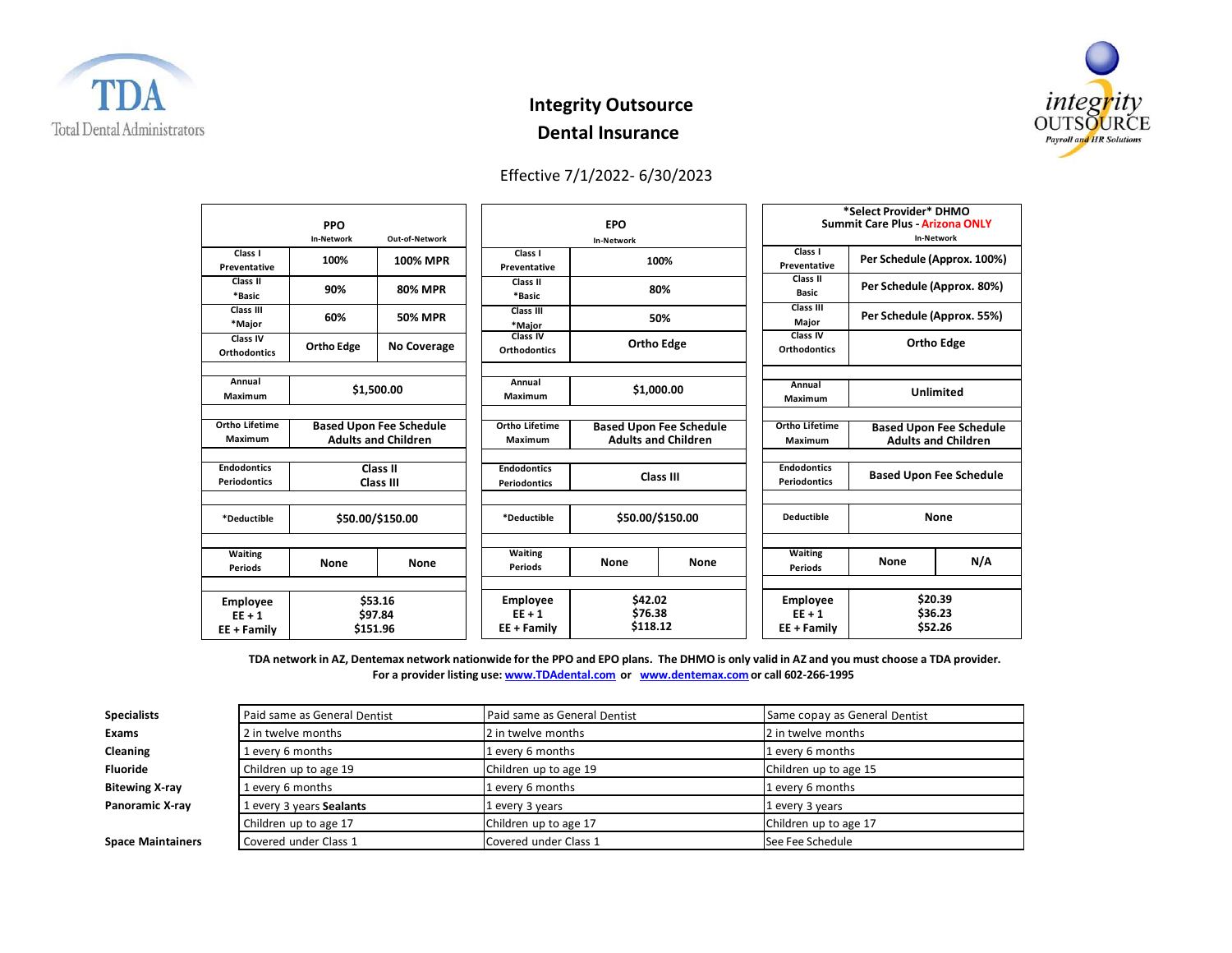TDA Total Dental Administrators

integrity OUTSOURCE Payroll and HR Solutions

# Integrity Outsource
# Dental Insurance

Effective 7/1/2022- 6/30/2023

| | PPO In-Network | PPO Out-of-Network | | EPO In-Network | | | *Select Provider* DHMO Summit Care Plus - Arizona ONLY In-Network | |
|---|---|---|---|---|---|---|---|---|
| Class I Preventative | 100% | 100% MPR | Class I Preventative | 100% | | Class I Preventative | Per Schedule (Approx. 100%) | |
| Class II *Basic | 90% | 80% MPR | Class II *Basic | 80% | | Class II Basic | Per Schedule (Approx. 80%) | |
| Class III *Major | 60% | 50% MPR | Class III *Major | 50% | | Class III Major | Per Schedule (Approx. 55%) | |
| Class IV Orthodontics | Ortho Edge | No Coverage | Class IV Orthodontics | Ortho Edge | | Class IV Orthodontics | Ortho Edge | |
| Annual Maximum | $1,500.00 | | Annual Maximum | $1,000.00 | | Annual Maximum | Unlimited | |
| Ortho Lifetime Maximum | Based Upon Fee Schedule Adults and Children | | Ortho Lifetime Maximum | Based Upon Fee Schedule Adults and Children | | Ortho Lifetime Maximum | Based Upon Fee Schedule Adults and Children | |
| Endodontics Periodontics | Class II Class III | | Endodontics Periodontics | Class III | | Endodontics Periodontics | Based Upon Fee Schedule | |
| *Deductible | $50.00/$150.00 | | *Deductible | $50.00/$150.00 | | Deductible | None | |
| Waiting Periods | None | None | Waiting Periods | None | None | Waiting Periods | None | N/A |
| Employee EE + 1 EE + Family | $53.16 $97.84 $151.96 | | Employee EE + 1 EE + Family | $42.02 $76.38 $118.12 | | Employee EE + 1 EE + Family | $20.39 $36.23 $52.26 | |

**TDA network in AZ, Dentemax network nationwide for the PPO and EPO plans. The DHMO is only valid in AZ and you must choose a TDA provider.**
**For a provider listing use: www.TDAdental.com or www.dentemax.com or call 602-266-1995**

| | PPO | EPO | DHMO |
|---|---|---|---|
| **Specialists** | Paid same as General Dentist | Paid same as General Dentist | Same copay as General Dentist |
| **Exams** | 2 in twelve months | 2 in twelve months | 2 in twelve months |
| **Cleaning** | 1 every 6 months | 1 every 6 months | 1 every 6 months |
| **Fluoride** | Children up to age 19 | Children up to age 19 | Children up to age 15 |
| **Bitewing X-ray** | 1 every 6 months | 1 every 6 months | 1 every 6 months |
| **Panoramic X-ray** | 1 every 3 years | 1 every 3 years | 1 every 3 years |
| **Sealants** | Children up to age 17 | Children up to age 17 | Children up to age 17 |
| **Space Maintainers** | Covered under Class 1 | Covered under Class 1 | See Fee Schedule |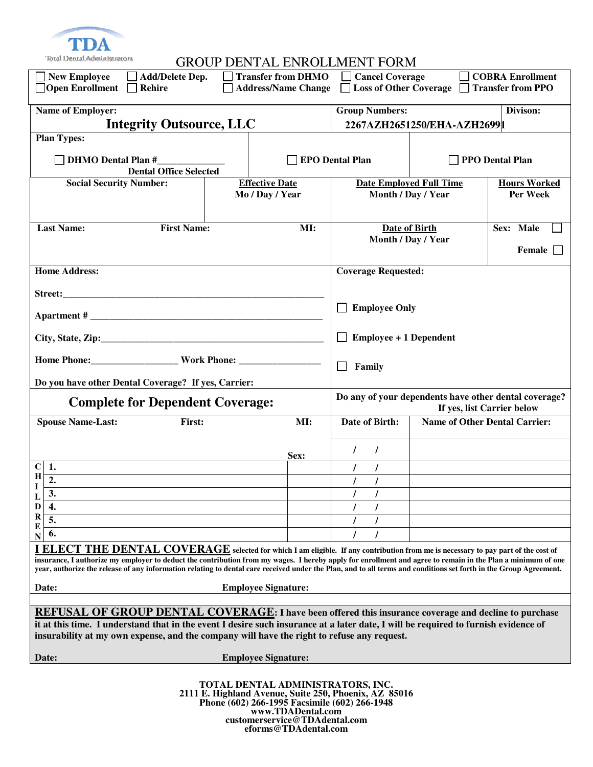TDA
Total Dental Administrators

# GROUP DENTAL ENROLLMENT FORM

☐ New Employee ☐ Add/Delete Dep. ☐ Transfer from DHMO ☐ Cancel Coverage ☐ COBRA Enrollment
☐ Open Enrollment ☐ Rehire ☐ Address/Name Change ☐ Loss of Other Coverage ☐ Transfer from PPO

| Name of Employer: | Group Numbers: | Divison: |
|---|---|---|
| **Integrity Outsource, LLC** | 2267AZH2651250/EHA-AZH26991 | |

**Plan Types:**

☐ DHMO Dental Plan #______________ Dental Office Selected ☐ EPO Dental Plan ☐ PPO Dental Plan

| Social Security Number: | Effective Date Mo / Day / Year | Date Employed Full Time Month / Day / Year | Hours Worked Per Week |
|---|---|---|---|
| | | | |

| Last Name: | First Name: | MI: | Date of Birth Month / Day / Year | Sex: Male ☐ Female ☐ |
|---|---|---|---|---|
| | | | | |

**Home Address:**

Street:_______________________________________________

Apartment # ___________________________________________

City, State, Zip:_______________________________________

Home Phone:_________________ Work Phone: ________________

Do you have other Dental Coverage? If yes, Carrier:

**Coverage Requested:**

☐ Employee Only

☐ Employee + 1 Dependent

☐ Family

## Complete for Dependent Coverage:

Do any of your dependents have other dental coverage? If yes, list Carrier below

| | Name | Sex: | Date of Birth: | Name of Other Dental Carrier: |
|---|---|---|---|---|
| Spouse | Name-Last: First: MI: | | / / | |
| CHILDREN | 1. | | / / | |
| | 2. | | / / | |
| | 3. | | / / | |
| | 4. | | / / | |
| | 5. | | / / | |
| | 6. | | / / | |

**I ELECT THE DENTAL COVERAGE** selected for which I am eligible. If any contribution from me is necessary to pay part of the cost of insurance, I authorize my employer to deduct the contribution from my wages. I hereby apply for enrollment and agree to remain in the Plan a minimum of one year, authorize the release of any information relating to dental care received under the Plan, and to all terms and conditions set forth in the Group Agreement.

Date: Employee Signature:

**REFUSAL OF GROUP DENTAL COVERAGE**: I have been offered this insurance coverage and decline to purchase it at this time. I understand that in the event I desire such insurance at a later date, I will be required to furnish evidence of insurability at my own expense, and the company will have the right to refuse any request.

Date: Employee Signature:

**TOTAL DENTAL ADMINISTRATORS, INC.**
**2111 E. Highland Avenue, Suite 250, Phoenix, AZ 85016**
**Phone (602) 266-1995 Facsimile (602) 266-1948**
**www.TDADental.com**
**customerservice@TDAdental.com**
**eforms@TDAdental.com**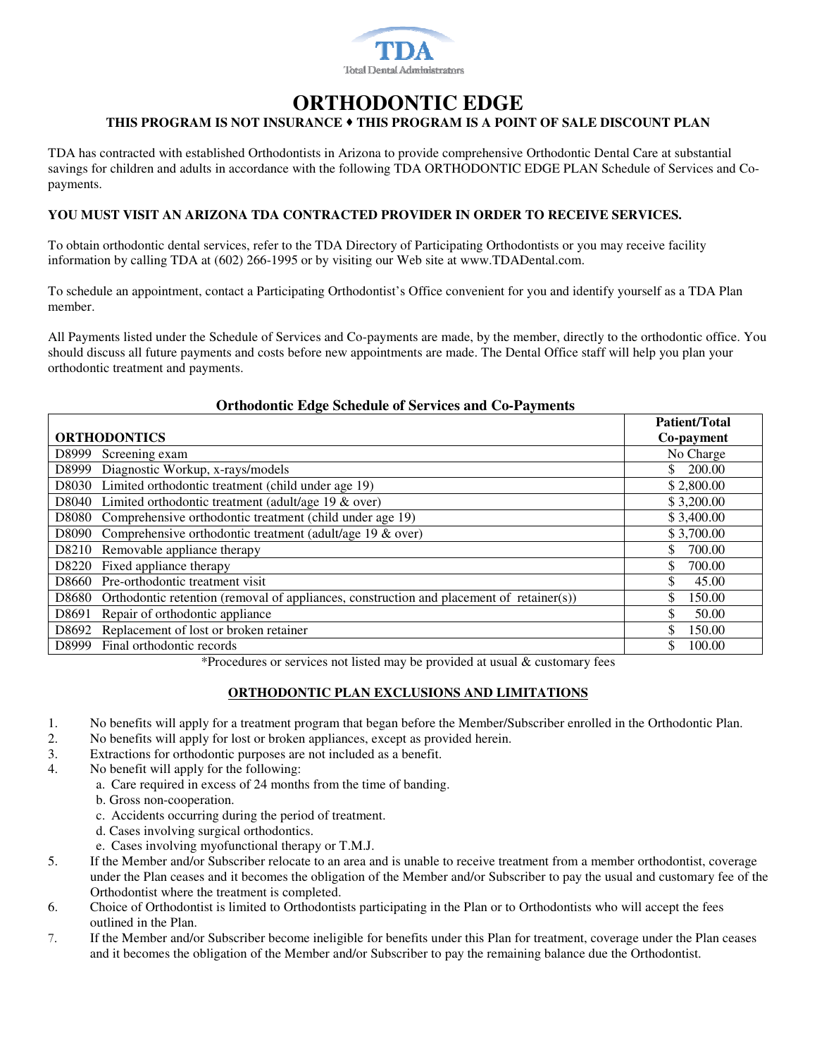TDA
Total Dental Administrators

# ORTHODONTIC EDGE

**THIS PROGRAM IS NOT INSURANCE ♦ THIS PROGRAM IS A POINT OF SALE DISCOUNT PLAN**

TDA has contracted with established Orthodontists in Arizona to provide comprehensive Orthodontic Dental Care at substantial savings for children and adults in accordance with the following TDA ORTHODONTIC EDGE PLAN Schedule of Services and Co-payments.

**YOU MUST VISIT AN ARIZONA TDA CONTRACTED PROVIDER IN ORDER TO RECEIVE SERVICES.**

To obtain orthodontic dental services, refer to the TDA Directory of Participating Orthodontists or you may receive facility information by calling TDA at (602) 266-1995 or by visiting our Web site at www.TDADental.com.

To schedule an appointment, contact a Participating Orthodontist's Office convenient for you and identify yourself as a TDA Plan member.

All Payments listed under the Schedule of Services and Co-payments are made, by the member, directly to the orthodontic office. You should discuss all future payments and costs before new appointments are made. The Dental Office staff will help you plan your orthodontic treatment and payments.

**Orthodontic Edge Schedule of Services and Co-Payments**

| **ORTHODONTICS** | **Patient/Total Co-payment** |
|---|---|
| D8999 Screening exam | No Charge |
| D8999 Diagnostic Workup, x-rays/models | $ 200.00 |
| D8030 Limited orthodontic treatment (child under age 19) | $ 2,800.00 |
| D8040 Limited orthodontic treatment (adult/age 19 & over) | $ 3,200.00 |
| D8080 Comprehensive orthodontic treatment (child under age 19) | $ 3,400.00 |
| D8090 Comprehensive orthodontic treatment (adult/age 19 & over) | $ 3,700.00 |
| D8210 Removable appliance therapy | $ 700.00 |
| D8220 Fixed appliance therapy | $ 700.00 |
| D8660 Pre-orthodontic treatment visit | $ 45.00 |
| D8680 Orthodontic retention (removal of appliances, construction and placement of retainer(s)) | $ 150.00 |
| D8691 Repair of orthodontic appliance | $ 50.00 |
| D8692 Replacement of lost or broken retainer | $ 150.00 |
| D8999 Final orthodontic records | $ 100.00 |

*Procedures or services not listed may be provided at usual & customary fees

## ORTHODONTIC PLAN EXCLUSIONS AND LIMITATIONS

1. No benefits will apply for a treatment program that began before the Member/Subscriber enrolled in the Orthodontic Plan.
2. No benefits will apply for lost or broken appliances, except as provided herein.
3. Extractions for orthodontic purposes are not included as a benefit.
4. No benefit will apply for the following:
   a. Care required in excess of 24 months from the time of banding.
   b. Gross non-cooperation.
   c. Accidents occurring during the period of treatment.
   d. Cases involving surgical orthodontics.
   e. Cases involving myofunctional therapy or T.M.J.
5. If the Member and/or Subscriber relocate to an area and is unable to receive treatment from a member orthodontist, coverage under the Plan ceases and it becomes the obligation of the Member and/or Subscriber to pay the usual and customary fee of the Orthodontist where the treatment is completed.
6. Choice of Orthodontist is limited to Orthodontists participating in the Plan or to Orthodontists who will accept the fees outlined in the Plan.
7. If the Member and/or Subscriber become ineligible for benefits under this Plan for treatment, coverage under the Plan ceases and it becomes the obligation of the Member and/or Subscriber to pay the remaining balance due the Orthodontist.